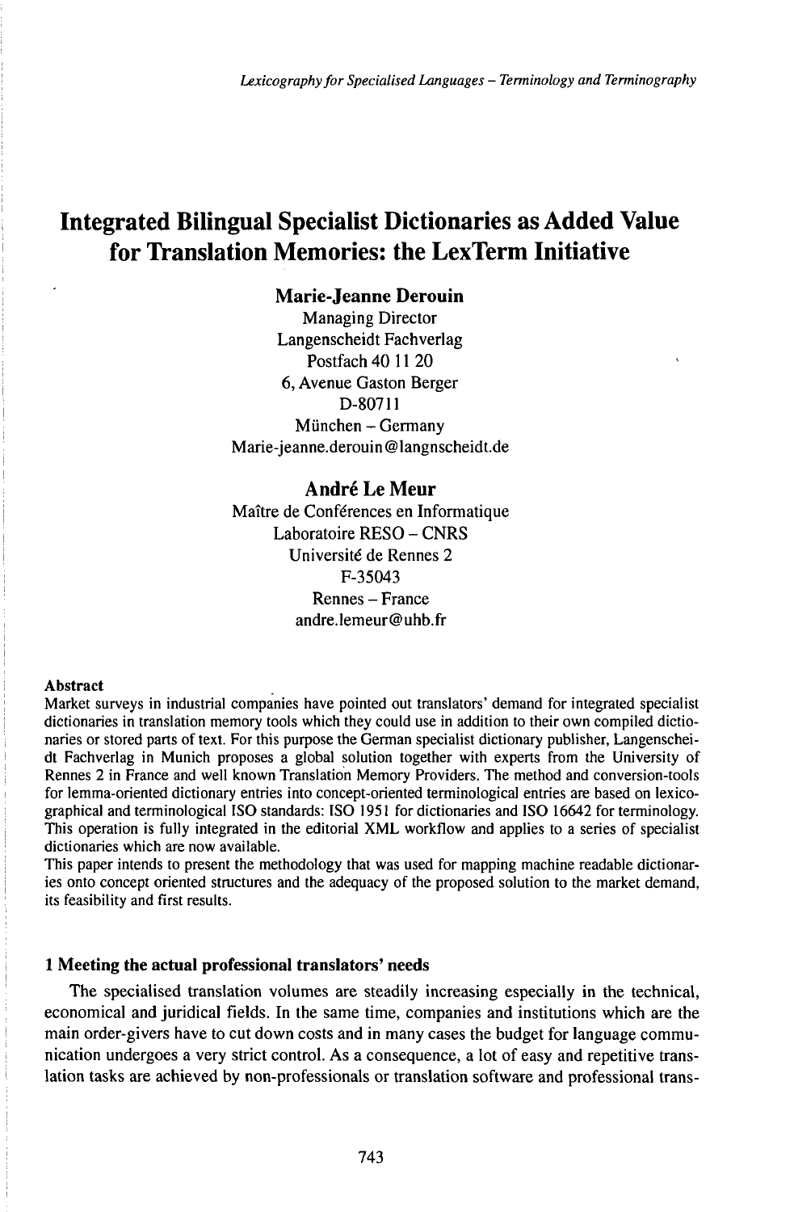# Integrated Bilingual Specialist Dictionaries as Added Value for Translation Memories: the LexTerm Initiative

**Marie-Jeanne Derouin**
Managing Director
Langenscheidt Fachverlag
Postfach 40 11 20
6, Avenue Gaston Berger
D-80711
München – Germany
Marie-jeanne.derouin@langnscheidt.de

**André Le Meur**
Maître de Conférences en Informatique
Laboratoire RESO – CNRS
Université de Rennes 2
F-35043
Rennes – France
andre.lemeur@uhb.fr

**Abstract**

Market surveys in industrial companies have pointed out translators' demand for integrated specialist dictionaries in translation memory tools which they could use in addition to their own compiled dictionaries or stored parts of text. For this purpose the German specialist dictionary publisher, Langenscheidt Fachverlag in Munich proposes a global solution together with experts from the University of Rennes 2 in France and well known Translation Memory Providers. The method and conversion-tools for lemma-oriented dictionary entries into concept-oriented terminological entries are based on lexicographical and terminological ISO standards: ISO 1951 for dictionaries and ISO 16642 for terminology. This operation is fully integrated in the editorial XML workflow and applies to a series of specialist dictionaries which are now available.

This paper intends to present the methodology that was used for mapping machine readable dictionaries onto concept oriented structures and the adequacy of the proposed solution to the market demand, its feasibility and first results.

## 1 Meeting the actual professional translators' needs

The specialised translation volumes are steadily increasing especially in the technical, economical and juridical fields. In the same time, companies and institutions which are the main order-givers have to cut down costs and in many cases the budget for language communication undergoes a very strict control. As a consequence, a lot of easy and repetitive translation tasks are achieved by non-professionals or translation software and professional trans-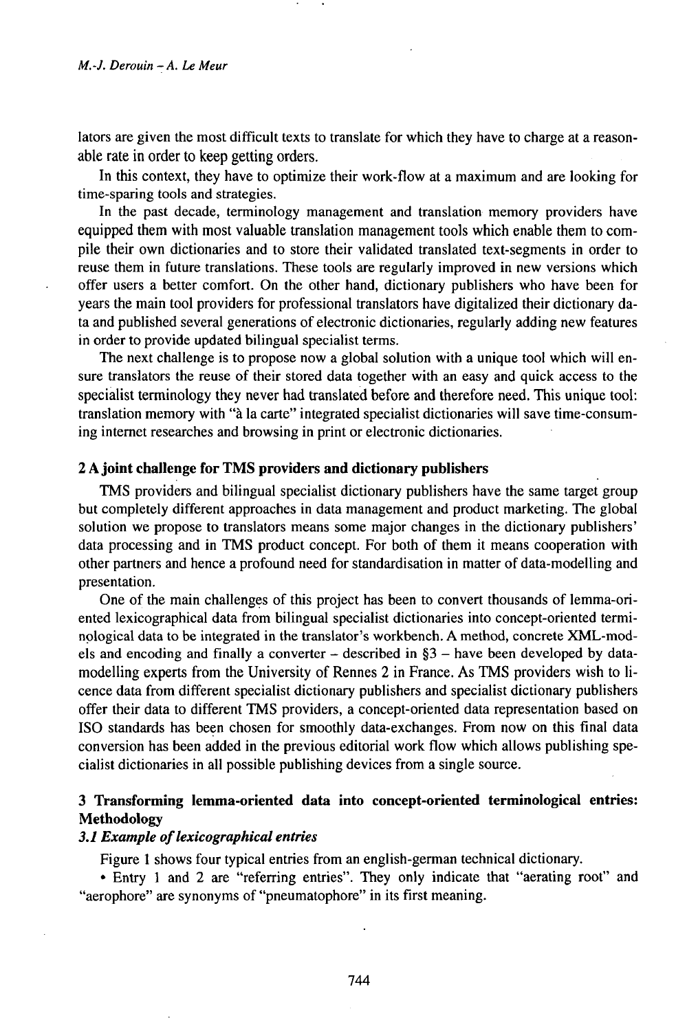lators are given the most difficult texts to translate for which they have to charge at a reasonable rate in order to keep getting orders.

In this context, they have to optimize their work-flow at a maximum and are looking for time-sparing tools and strategies.

In the past decade, terminology management and translation memory providers have equipped them with most valuable translation management tools which enable them to compile their own dictionaries and to store their validated translated text-segments in order to reuse them in future translations. These tools are regularly improved in new versions which offer users a better comfort. On the other hand, dictionary publishers who have been for years the main tool providers for professional translators have digitalized their dictionary data and published several generations of electronic dictionaries, regularly adding new features in order to provide updated bilingual specialist terms.

The next challenge is to propose now a global solution with a unique tool which will ensure translators the reuse of their stored data together with an easy and quick access to the specialist terminology they never had translated before and therefore need. This unique tool: translation memory with "à la carte" integrated specialist dictionaries will save time-consuming internet researches and browsing in print or electronic dictionaries.

## 2 A joint challenge for TMS providers and dictionary publishers

TMS providers and bilingual specialist dictionary publishers have the same target group but completely different approaches in data management and product marketing. The global solution we propose to translators means some major changes in the dictionary publishers' data processing and in TMS product concept. For both of them it means cooperation with other partners and hence a profound need for standardisation in matter of data-modelling and presentation.

One of the main challenges of this project has been to convert thousands of lemma-oriented lexicographical data from bilingual specialist dictionaries into concept-oriented terminological data to be integrated in the translator's workbench. A method, concrete XML-models and encoding and finally a converter – described in §3 – have been developed by data-modelling experts from the University of Rennes 2 in France. As TMS providers wish to licence data from different specialist dictionary publishers and specialist dictionary publishers offer their data to different TMS providers, a concept-oriented data representation based on ISO standards has been chosen for smoothly data-exchanges. From now on this final data conversion has been added in the previous editorial work flow which allows publishing specialist dictionaries in all possible publishing devices from a single source.

## 3 Transforming lemma-oriented data into concept-oriented terminological entries: Methodology

### *3.1 Example of lexicographical entries*

Figure 1 shows four typical entries from an english-german technical dictionary.

- Entry 1 and 2 are "referring entries". They only indicate that "aerating root" and "aerophore" are synonyms of "pneumatophore" in its first meaning.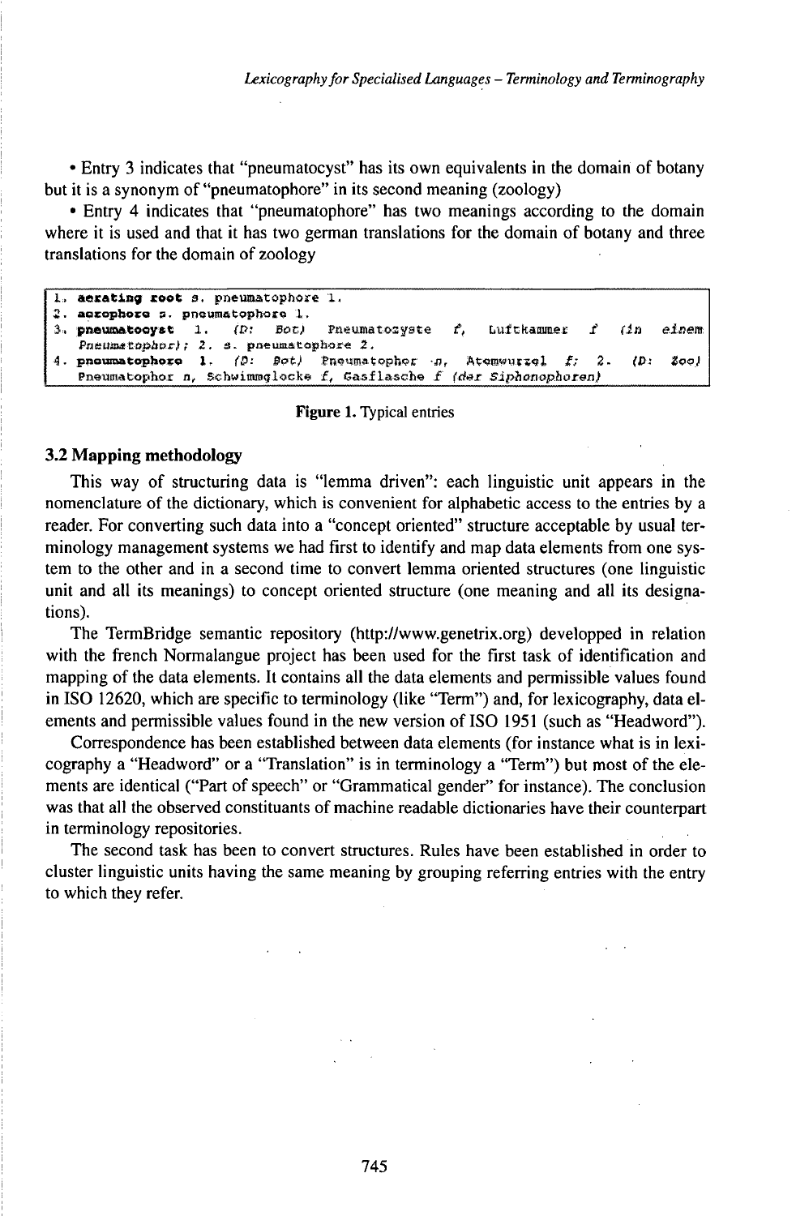• Entry 3 indicates that "pneumatocyst" has its own equivalents in the domain of botany but it is a synonym of "pneumatophore" in its second meaning (zoology)

• Entry 4 indicates that "pneumatophore" has two meanings according to the domain where it is used and that it has two german translations for the domain of botany and three translations for the domain of zoology

```
1. aerating root s. pneumatophore 1.
2. aerophore s. pneumatophore 1.
3. pneumatocyst 1. (D: Bot) Pneumatozyste f, Luftkammer f (in einem
   Pneumatophor); 2. s. pneumatophore 2.
4. pneumatophore 1. (D: Bot) Pneumatophor n, Atemwurzel f; 2. (D: Zool)
   Pneumatophor n, Schwimmglocke f, Gasflasche f (der Siphonophoren)
```

Figure 1. Typical entries

### 3.2 Mapping methodology

This way of structuring data is "lemma driven": each linguistic unit appears in the nomenclature of the dictionary, which is convenient for alphabetic access to the entries by a reader. For converting such data into a "concept oriented" structure acceptable by usual terminology management systems we had first to identify and map data elements from one system to the other and in a second time to convert lemma oriented structures (one linguistic unit and all its meanings) to concept oriented structure (one meaning and all its designations).

The TermBridge semantic repository (http://www.genetrix.org) developped in relation with the french Normalangue project has been used for the first task of identification and mapping of the data elements. It contains all the data elements and permissible values found in ISO 12620, which are specific to terminology (like "Term") and, for lexicography, data elements and permissible values found in the new version of ISO 1951 (such as "Headword").

Correspondence has been established between data elements (for instance what is in lexicography a "Headword" or a "Translation" is in terminology a "Term") but most of the elements are identical ("Part of speech" or "Grammatical gender" for instance). The conclusion was that all the observed constituants of machine readable dictionaries have their counterpart in terminology repositories.

The second task has been to convert structures. Rules have been established in order to cluster linguistic units having the same meaning by grouping referring entries with the entry to which they refer.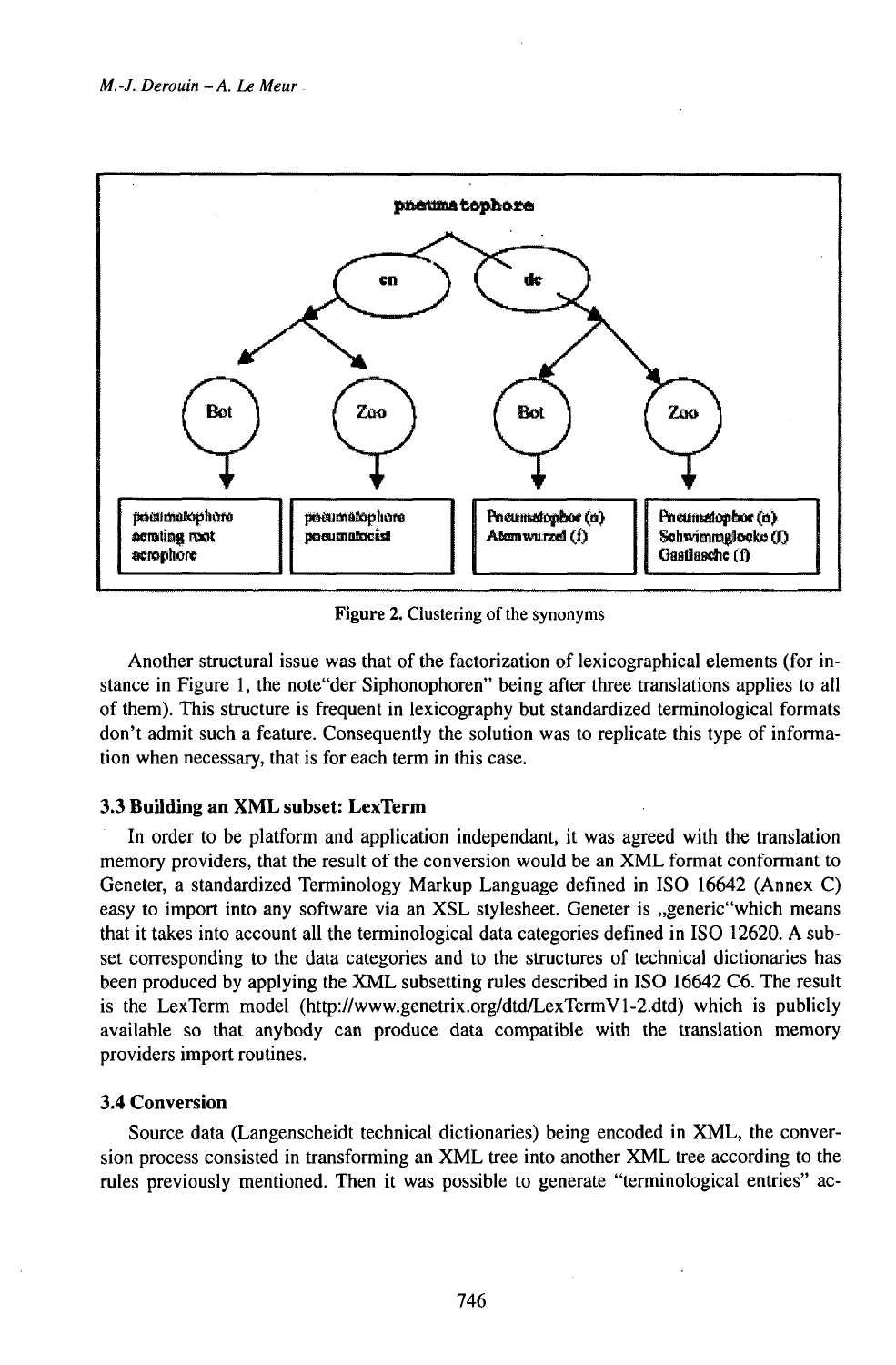pneumatophore

| en | | de | |
| --- | --- | --- | --- |
| Bot | Zoo | Bot | Zoo |
| pneumatophore<br>aerating root<br>aerophore | pneumatophore<br>pneumatocist | Pneumatophor (n)<br>Atemwurzel (f) | Pneumatophor (n)<br>Schwimmglocke (f)<br>Gasflasche (f) |

**Figure 2.** Clustering of the synonyms

Another structural issue was that of the factorization of lexicographical elements (for instance in Figure 1, the note"der Siphonophoren" being after three translations applies to all of them). This structure is frequent in lexicography but standardized terminological formats don't admit such a feature. Consequently the solution was to replicate this type of information when necessary, that is for each term in this case.

### 3.3 Building an XML subset: LexTerm

In order to be platform and application independant, it was agreed with the translation memory providers, that the result of the conversion would be an XML format conformant to Geneter, a standardized Terminology Markup Language defined in ISO 16642 (Annex C) easy to import into any software via an XSL stylesheet. Geneter is „generic"which means that it takes into account all the terminological data categories defined in ISO 12620. A subset corresponding to the data categories and to the structures of technical dictionaries has been produced by applying the XML subsetting rules described in ISO 16642 C6. The result is the LexTerm model (http://www.genetrix.org/dtd/LexTermV1-2.dtd) which is publicly available so that anybody can produce data compatible with the translation memory providers import routines.

### 3.4 Conversion

Source data (Langenscheidt technical dictionaries) being encoded in XML, the conversion process consisted in transforming an XML tree into another XML tree according to the rules previously mentioned. Then it was possible to generate "terminological entries" ac-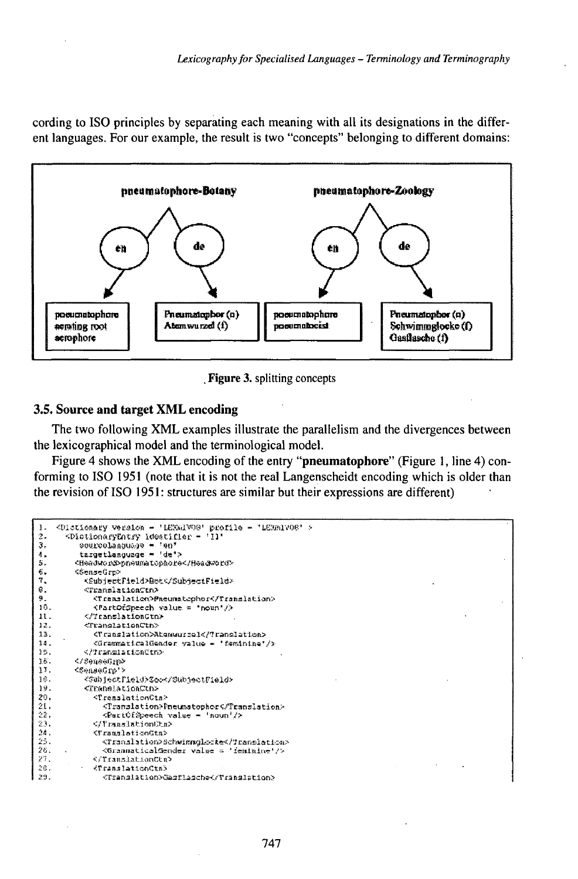cording to ISO principles by separating each meaning with all its designations in the different languages. For our example, the result is two "concepts" belonging to different domains:

| pneumatophore-Botany | | pneumatophore-Zoology | |
|---|---|---|---|
| en | de | en | de |
| pneumatophore<br>aerating root<br>aerophore | Pneumatophor (n)<br>Atemwurzel (f) | pneumatophore<br>pneumatocist | Pneumatophor (n)<br>Schwimmglocke (f)<br>Gasflasche (f) |

**Figure 3.** splitting concepts

### 3.5. Source and target XML encoding

The two following XML examples illustrate the parallelism and the divergences between the lexicographical model and the terminological model.

Figure 4 shows the XML encoding of the entry "**pneumatophore**" (Figure 1, line 4) conforming to ISO 1951 (note that it is not the real Langenscheidt encoding which is older than the revision of ISO 1951: structures are similar but their expressions are different)

```
1.  <Dictionary version = 'LEXMLV08' profile = 'LEXMLV08' >
2.    <DictionaryEntry identifier = 'I1'
3.      sourceLanguage = 'en'
4.      targetLanguage = 'de'>
5.    <HeadWord>pneumatophore</HeadWord>
6.    <SenseGrp>
7.      <SubjectField>Bot</SubjectField>
8.      <TranslationCtn>
9.        <Translation>Pneumatophor</Translation>
10.       <PartOfSpeech value = 'noun'/>
11.     </TranslationCtn>
12.     <TranslationCtn>
13.       <Translation>Atemwurzel</Translation>
14.       <GrammaticalGender value = 'feminine'/>
15.     </TranslationCtn>
16.   </SenseGrp>
17.   <SenseGrp'>
18.     <SubjectField>Zoo</SubjectField>
19.     <TranslationCtn>
20.       <TranslationCtn>
21.         <Translation>Pneumatophor</Translation>
22.         <PartOfSpeech value = 'noun'/>
23.       </TranslationCtn>
24.       <TranslationCtn>
25.         <Translation>Schwimmglocke</Translation>
26.         <GrammaticalGender value = 'feminine'/>
27.       </TranslationCtn>
28.       <TranslationCtn>
29.         <Translation>Gasflasche</Translation>
```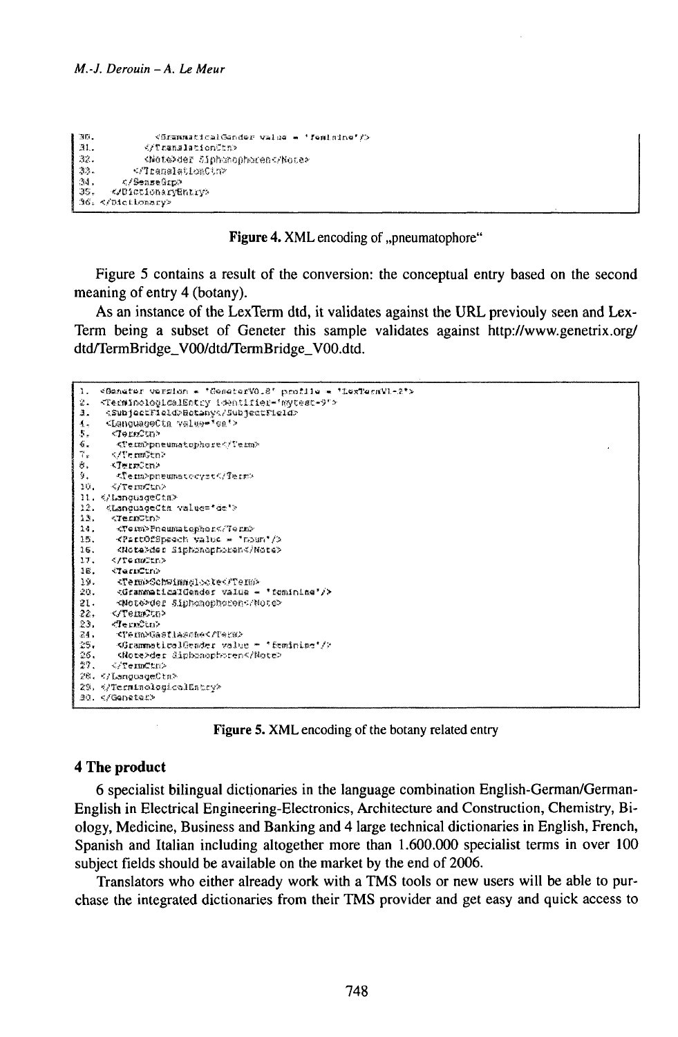```
30.         <GrammaticalGender value = 'feminine'/>
31.       </TranslationCtn>
32.       <Note>der Siphonophoren</Note>
33.     </TranslationCtn>
34.   </SenseGrp>
35.   </DictionaryEntry>
36. </Dictionary>
```

**Figure 4.** XML encoding of „pneumatophore"

Figure 5 contains a result of the conversion: the conceptual entry based on the second meaning of entry 4 (botany).

As an instance of the LexTerm dtd, it validates against the URL previouly seen and LexTerm being a subset of Geneter this sample validates against http://www.genetrix.org/dtd/TermBridge_V00/dtd/TermBridge_V00.dtd.

```
1.  <Geneter version = 'GeneterV0.8' profile = 'LexTermV1-2'>
2.  <TerminologicalEntry identifier='mytest-9'>
3.    <SubjectField>Botany</SubjectField>
4.    <LanguageCtn value='en'>
5.     <TermCtn>
6.      <Term>pneumatophore</Term>
7.     </TermCtn>
8.     <TermCtn>
9.      <Term>pneumatocyst</Term>
10.    </TermCtn>
11.  </LanguageCtn>
12.  <LanguageCtn value='de'>
13.    <TermCtn>
14.     <Term>Pneumatophor</Term>
15.     <PartOfSpeech value = 'noun'/>
16.     <Note>der Siphonophoren</Note>
17.    </TermCtn>
18.    <TermCtn>
19.     <Term>Schwimmglocke</Term>
20.     <GrammaticalGender value = 'feminine'/>
21.     <Note>der Siphonophoren</Note>
22.    </TermCtn>
23.    <TermCtn>
24.     <Term>Gasflasche</Term>
25.     <GrammaticalGender value = 'feminine'/>
26.     <Note>der Siphonophoren</Note>
27.    </TermCtn>
28.  </LanguageCtn>
29.  </TerminologicalEntry>
30. </Geneter>
```

**Figure 5.** XML encoding of the botany related entry

## 4 The product

6 specialist bilingual dictionaries in the language combination English-German/German-English in Electrical Engineering-Electronics, Architecture and Construction, Chemistry, Biology, Medicine, Business and Banking and 4 large technical dictionaries in English, French, Spanish and Italian including altogether more than 1.600.000 specialist terms in over 100 subject fields should be available on the market by the end of 2006.

Translators who either already work with a TMS tools or new users will be able to purchase the integrated dictionaries from their TMS provider and get easy and quick access to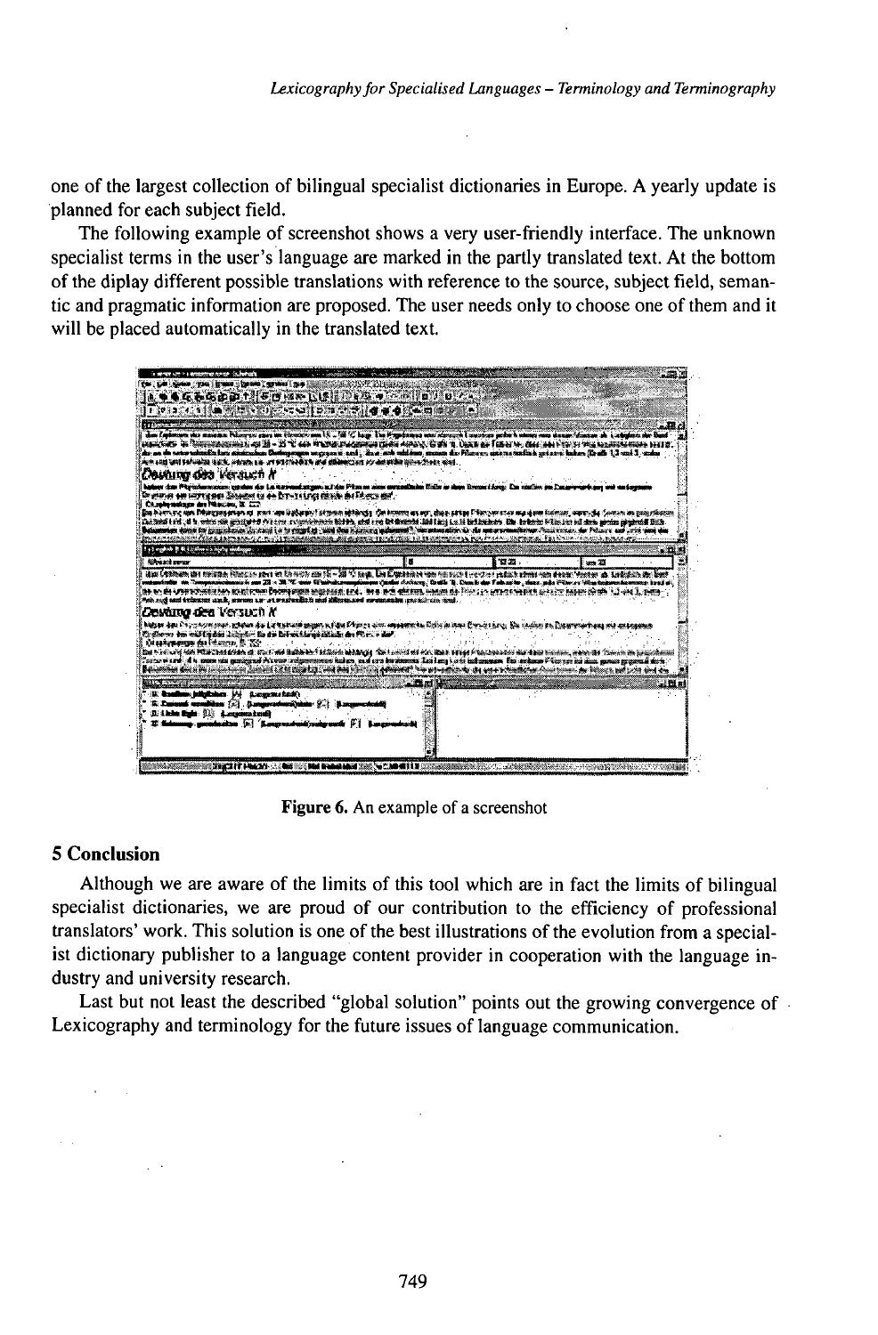one of the largest collection of bilingual specialist dictionaries in Europe. A yearly update is planned for each subject field.

The following example of screenshot shows a very user-friendly interface. The unknown specialist terms in the user's language are marked in the partly translated text. At the bottom of the diplay different possible translations with reference to the source, subject field, semantic and pragmatic information are proposed. The user needs only to choose one of them and it will be placed automatically in the translated text.

**Figure 6.** An example of a screenshot

### 5 Conclusion

Although we are aware of the limits of this tool which are in fact the limits of bilingual specialist dictionaries, we are proud of our contribution to the efficiency of professional translators' work. This solution is one of the best illustrations of the evolution from a specialist dictionary publisher to a language content provider in cooperation with the language industry and university research.

Last but not least the described "global solution" points out the growing convergence of Lexicography and terminology for the future issues of language communication.